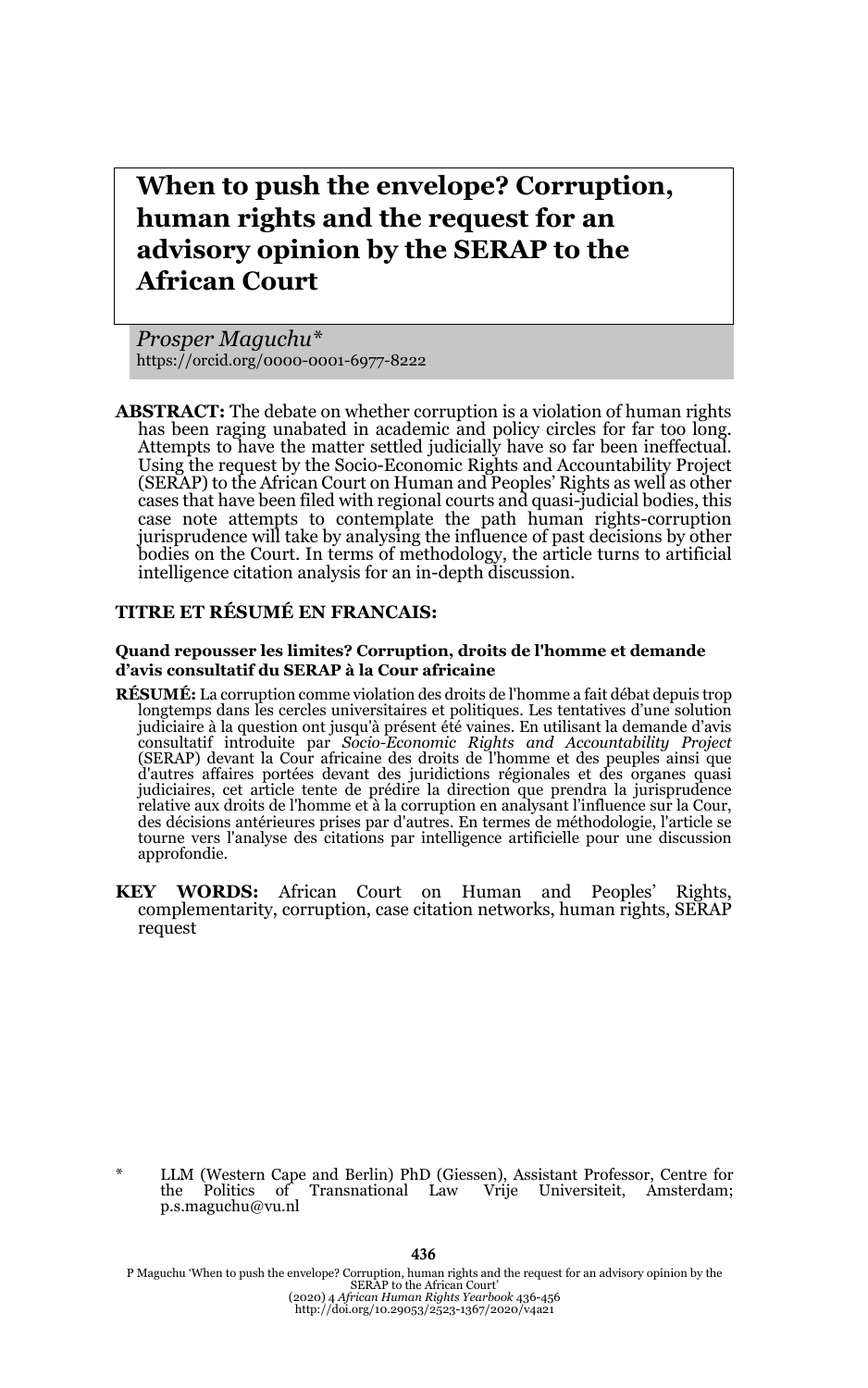# When to push the envelope? Corruption, human rights and the request for an advisory opinion by the SERAP to the African Court

*Prosper Maguchu\**
https://orcid.org/0000-0001-6977-8222

**ABSTRACT:** The debate on whether corruption is a violation of human rights has been raging unabated in academic and policy circles for far too long. Attempts to have the matter settled judicially have so far been ineffectual. Using the request by the Socio-Economic Rights and Accountability Project (SERAP) to the African Court on Human and Peoples' Rights as well as other cases that have been filed with regional courts and quasi-judicial bodies, this case note attempts to contemplate the path human rights-corruption jurisprudence will take by analysing the influence of past decisions by other bodies on the Court. In terms of methodology, the article turns to artificial intelligence citation analysis for an in-depth discussion.

**TITRE ET RÉSUMÉ EN FRANCAIS:**

**Quand repousser les limites? Corruption, droits de l'homme et demande d'avis consultatif du SERAP à la Cour africaine**

**RÉSUMÉ:** La corruption comme violation des droits de l'homme a fait débat depuis trop longtemps dans les cercles universitaires et politiques. Les tentatives d'une solution judiciaire à la question ont jusqu'à présent été vaines. En utilisant la demande d'avis consultatif introduite par *Socio-Economic Rights and Accountability Project* (SERAP) devant la Cour africaine des droits de l'homme et des peuples ainsi que d'autres affaires portées devant des juridictions régionales et des organes quasi judiciaires, cet article tente de prédire la direction que prendra la jurisprudence relative aux droits de l'homme et à la corruption en analysant l'influence sur la Cour, des décisions antérieures prises par d'autres. En termes de méthodologie, l'article se tourne vers l'analyse des citations par intelligence artificielle pour une discussion approfondie.

**KEY WORDS:** African Court on Human and Peoples' Rights, complementarity, corruption, case citation networks, human rights, SERAP request

\* LLM (Western Cape and Berlin) PhD (Giessen), Assistant Professor, Centre for the Politics of Transnational Law Vrije Universiteit, Amsterdam; p.s.maguchu@vu.nl

P Maguchu 'When to push the envelope? Corruption, human rights and the request for an advisory opinion by the SERAP to the African Court' (2020) 4 *African Human Rights Yearbook* 436-456
http://doi.org/10.29053/2523-1367/2020/v4a21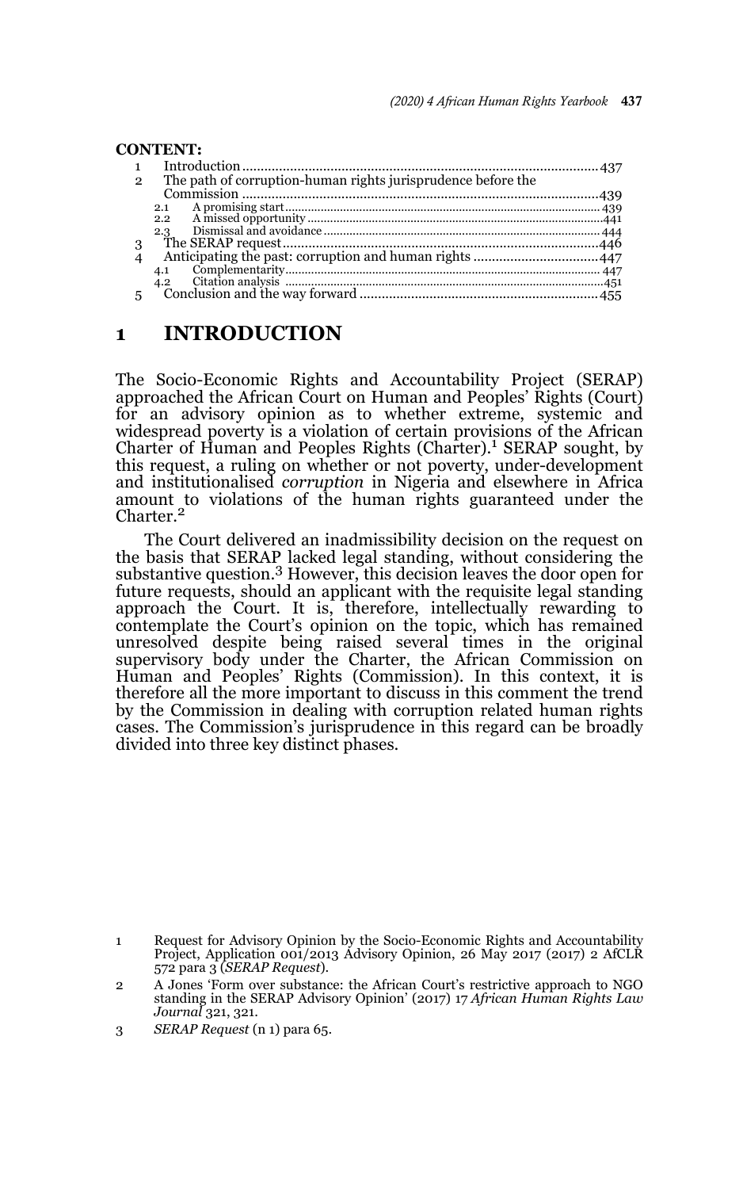**CONTENT:**

1 Introduction ........................................................................................ 437
2 The path of corruption-human rights jurisprudence before the Commission ........................................................................................ 439
  2.1 A promising start ........................................................................................ 439
  2.2 A missed opportunity ........................................................................................ 441
  2.3 Dismissal and avoidance ........................................................................................ 444
3 The SERAP request ........................................................................................ 446
4 Anticipating the past: corruption and human rights ........................................................................................ 447
  4.1 Complementarity ........................................................................................ 447
  4.2 Citation analysis ........................................................................................ 451
5 Conclusion and the way forward ........................................................................................ 455

# 1 INTRODUCTION

The Socio-Economic Rights and Accountability Project (SERAP) approached the African Court on Human and Peoples' Rights (Court) for an advisory opinion as to whether extreme, systemic and widespread poverty is a violation of certain provisions of the African Charter of Human and Peoples Rights (Charter).[1] SERAP sought, by this request, a ruling on whether or not poverty, under-development and institutionalised *corruption* in Nigeria and elsewhere in Africa amount to violations of the human rights guaranteed under the Charter.[2]

The Court delivered an inadmissibility decision on the request on the basis that SERAP lacked legal standing, without considering the substantive question.[3] However, this decision leaves the door open for future requests, should an applicant with the requisite legal standing approach the Court. It is, therefore, intellectually rewarding to contemplate the Court's opinion on the topic, which has remained unresolved despite being raised several times in the original supervisory body under the Charter, the African Commission on Human and Peoples' Rights (Commission). In this context, it is therefore all the more important to discuss in this comment the trend by the Commission in dealing with corruption related human rights cases. The Commission's jurisprudence in this regard can be broadly divided into three key distinct phases.

---

1 Request for Advisory Opinion by the Socio-Economic Rights and Accountability Project, Application 001/2013 Advisory Opinion, 26 May 2017 (2017) 2 AfCLR 572 para 3 (*SERAP Request*).

2 A Jones 'Form over substance: the African Court's restrictive approach to NGO standing in the SERAP Advisory Opinion' (2017) 17 *African Human Rights Law Journal* 321, 321.

3 *SERAP Request* (n 1) para 65.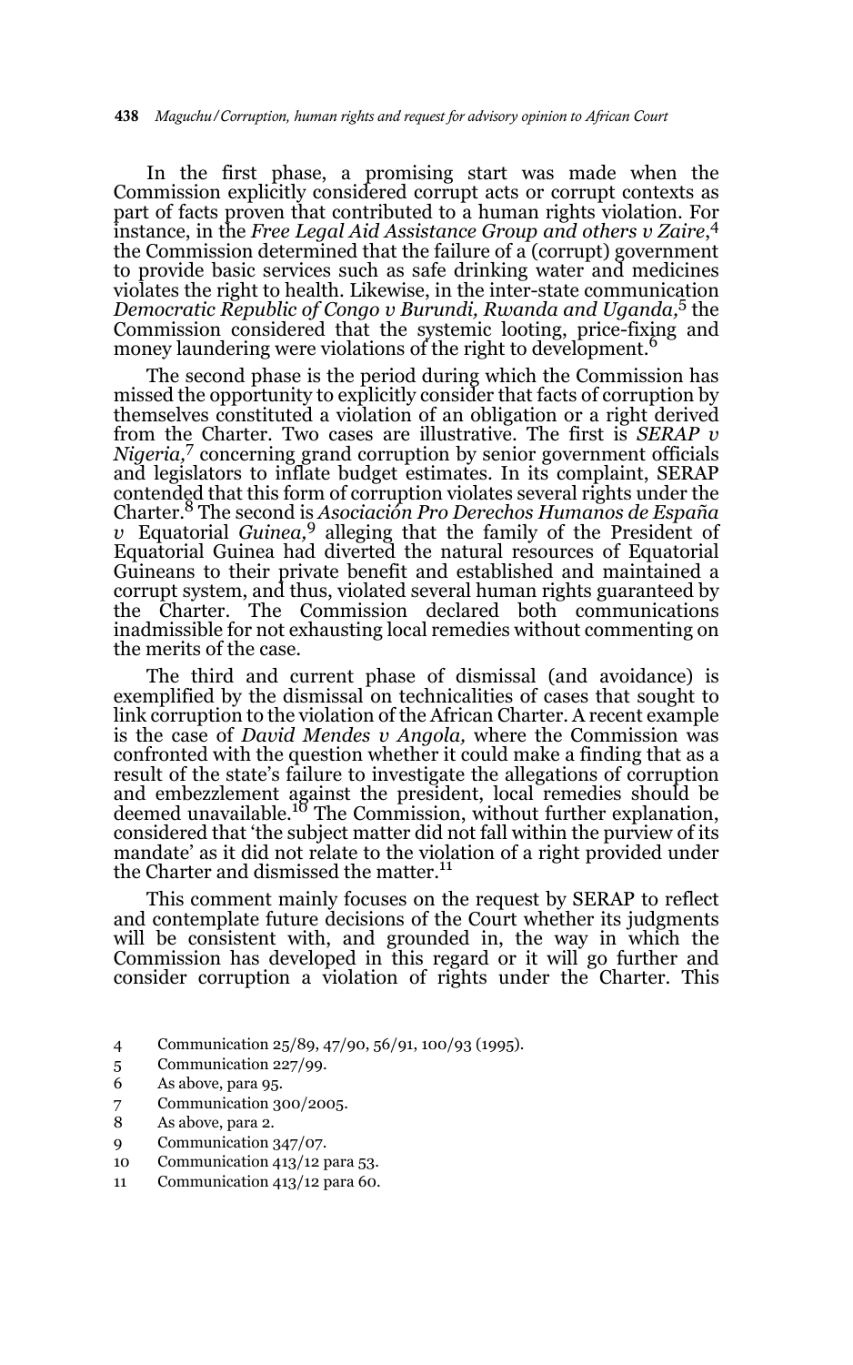In the first phase, a promising start was made when the Commission explicitly considered corrupt acts or corrupt contexts as part of facts proven that contributed to a human rights violation. For instance, in the *Free Legal Aid Assistance Group and others v Zaire*,[4] the Commission determined that the failure of a (corrupt) government to provide basic services such as safe drinking water and medicines violates the right to health. Likewise, in the inter-state communication *Democratic Republic of Congo v Burundi, Rwanda and Uganda,*[5] the Commission considered that the systemic looting, price-fixing and money laundering were violations of the right to development.[6]

The second phase is the period during which the Commission has missed the opportunity to explicitly consider that facts of corruption by themselves constituted a violation of an obligation or a right derived from the Charter. Two cases are illustrative. The first is *SERAP v Nigeria,*[7] concerning grand corruption by senior government officials and legislators to inflate budget estimates. In its complaint, SERAP contended that this form of corruption violates several rights under the Charter.[8] The second is *Asociación Pro Derechos Humanos de España v* Equatorial *Guinea,*[9] alleging that the family of the President of Equatorial Guinea had diverted the natural resources of Equatorial Guineans to their private benefit and established and maintained a corrupt system, and thus, violated several human rights guaranteed by the Charter. The Commission declared both communications inadmissible for not exhausting local remedies without commenting on the merits of the case.

The third and current phase of dismissal (and avoidance) is exemplified by the dismissal on technicalities of cases that sought to link corruption to the violation of the African Charter. A recent example is the case of *David Mendes v Angola,* where the Commission was confronted with the question whether it could make a finding that as a result of the state's failure to investigate the allegations of corruption and embezzlement against the president, local remedies should be deemed unavailable.[10] The Commission, without further explanation, considered that 'the subject matter did not fall within the purview of its mandate' as it did not relate to the violation of a right provided under the Charter and dismissed the matter.[11]

This comment mainly focuses on the request by SERAP to reflect and contemplate future decisions of the Court whether its judgments will be consistent with, and grounded in, the way in which the Commission has developed in this regard or it will go further and consider corruption a violation of rights under the Charter. This

4 Communication 25/89, 47/90, 56/91, 100/93 (1995).

5 Communication 227/99.

6 As above, para 95.

7 Communication 300/2005.

8 As above, para 2.

9 Communication 347/07.

10 Communication 413/12 para 53.

11 Communication 413/12 para 60.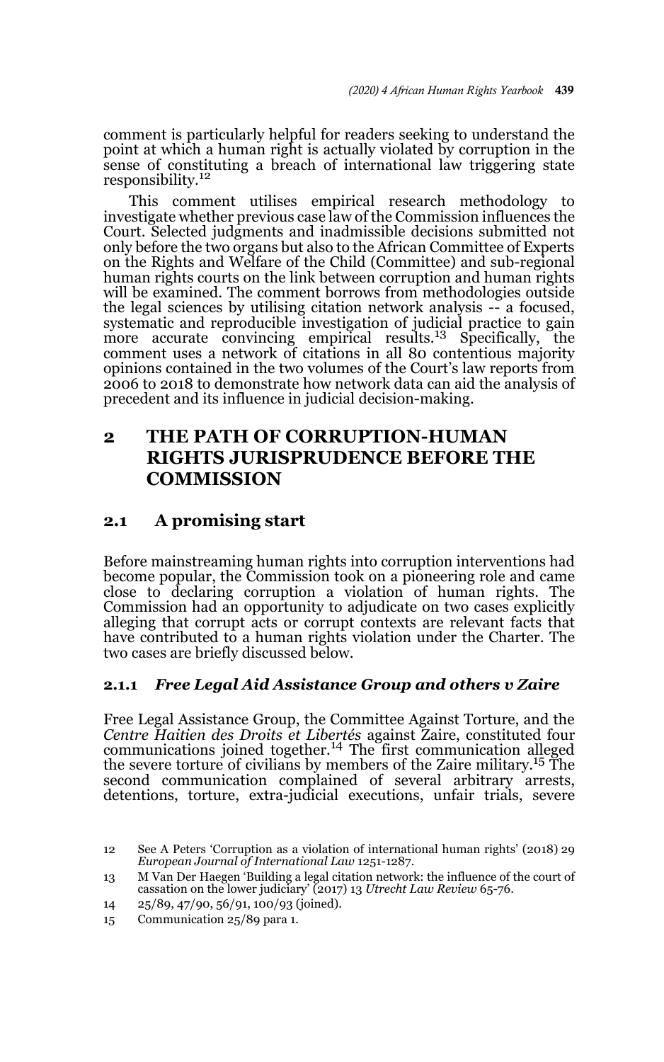comment is particularly helpful for readers seeking to understand the point at which a human right is actually violated by corruption in the sense of constituting a breach of international law triggering state responsibility.[12]

This comment utilises empirical research methodology to investigate whether previous case law of the Commission influences the Court. Selected judgments and inadmissible decisions submitted not only before the two organs but also to the African Committee of Experts on the Rights and Welfare of the Child (Committee) and sub-regional human rights courts on the link between corruption and human rights will be examined. The comment borrows from methodologies outside the legal sciences by utilising citation network analysis -- a focused, systematic and reproducible investigation of judicial practice to gain more accurate convincing empirical results.[13] Specifically, the comment uses a network of citations in all 80 contentious majority opinions contained in the two volumes of the Court's law reports from 2006 to 2018 to demonstrate how network data can aid the analysis of precedent and its influence in judicial decision-making.

## 2 THE PATH OF CORRUPTION-HUMAN RIGHTS JURISPRUDENCE BEFORE THE COMMISSION

### 2.1 A promising start

Before mainstreaming human rights into corruption interventions had become popular, the Commission took on a pioneering role and came close to declaring corruption a violation of human rights. The Commission had an opportunity to adjudicate on two cases explicitly alleging that corrupt acts or corrupt contexts are relevant facts that have contributed to a human rights violation under the Charter. The two cases are briefly discussed below.

#### 2.1.1 *Free Legal Aid Assistance Group and others v Zaire*

Free Legal Assistance Group, the Committee Against Torture, and the *Centre Haitien des Droits et Libertés* against Zaire, constituted four communications joined together.[14] The first communication alleged the severe torture of civilians by members of the Zaire military.[15] The second communication complained of several arbitrary arrests, detentions, torture, extra-judicial executions, unfair trials, severe

---

12 See A Peters 'Corruption as a violation of international human rights' (2018) 29 *European Journal of International Law* 1251-1287.

13 M Van Der Haegen 'Building a legal citation network: the influence of the court of cassation on the lower judiciary' (2017) 13 *Utrecht Law Review* 65-76.

14 25/89, 47/90, 56/91, 100/93 (joined).

15 Communication 25/89 para 1.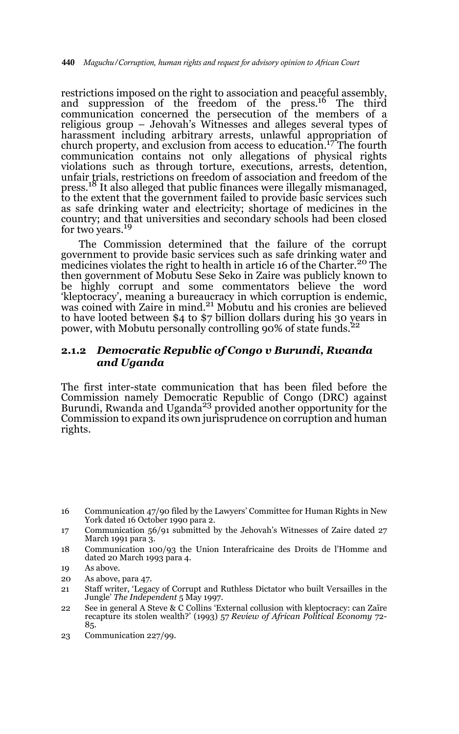restrictions imposed on the right to association and peaceful assembly, and suppression of the freedom of the press.[16] The third communication concerned the persecution of the members of a religious group – Jehovah's Witnesses and alleges several types of harassment including arbitrary arrests, unlawful appropriation of church property, and exclusion from access to education.[17] The fourth communication contains not only allegations of physical rights violations such as through torture, executions, arrests, detention, unfair trials, restrictions on freedom of association and freedom of the press.[18] It also alleged that public finances were illegally mismanaged, to the extent that the government failed to provide basic services such as safe drinking water and electricity; shortage of medicines in the country; and that universities and secondary schools had been closed for two years.[19]

The Commission determined that the failure of the corrupt government to provide basic services such as safe drinking water and medicines violates the right to health in article 16 of the Charter.[20] The then government of Mobutu Sese Seko in Zaire was publicly known to be highly corrupt and some commentators believe the word 'kleptocracy', meaning a bureaucracy in which corruption is endemic, was coined with Zaire in mind.[21] Mobutu and his cronies are believed to have looted between \$4 to \$7 billion dollars during his 30 years in power, with Mobutu personally controlling 90% of state funds.[22]

### 2.1.2 *Democratic Republic of Congo v Burundi, Rwanda and Uganda*

The first inter-state communication that has been filed before the Commission namely Democratic Republic of Congo (DRC) against Burundi, Rwanda and Uganda[23] provided another opportunity for the Commission to expand its own jurisprudence on corruption and human rights.

---

16 Communication 47/90 filed by the Lawyers' Committee for Human Rights in New York dated 16 October 1990 para 2.

17 Communication 56/91 submitted by the Jehovah's Witnesses of Zaire dated 27 March 1991 para 3.

18 Communication 100/93 the Union Interafricaine des Droits de l'Homme and dated 20 March 1993 para 4.

19 As above.

20 As above, para 47.

21 Staff writer, 'Legacy of Corrupt and Ruthless Dictator who built Versailles in the Jungle' *The Independent* 5 May 1997.

22 See in general A Steve & C Collins 'External collusion with kleptocracy: can Zaïre recapture its stolen wealth?' (1993) 57 *Review of African Political Economy* 72-85.

23 Communication 227/99.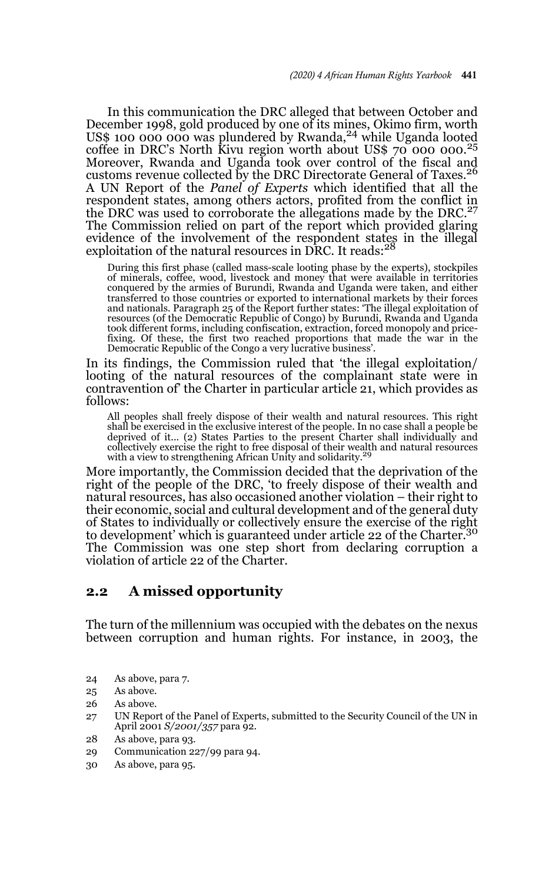In this communication the DRC alleged that between October and December 1998, gold produced by one of its mines, Okimo firm, worth US$ 100 000 000 was plundered by Rwanda,[24] while Uganda looted coffee in DRC's North Kivu region worth about US$ 70 000 000.[25] Moreover, Rwanda and Uganda took over control of the fiscal and customs revenue collected by the DRC Directorate General of Taxes.[26] A UN Report of the *Panel of Experts* which identified that all the respondent states, among others actors, profited from the conflict in the DRC was used to corroborate the allegations made by the DRC.[27] The Commission relied on part of the report which provided glaring evidence of the involvement of the respondent states in the illegal exploitation of the natural resources in DRC. It reads:[28]

> During this first phase (called mass-scale looting phase by the experts), stockpiles of minerals, coffee, wood, livestock and money that were available in territories conquered by the armies of Burundi, Rwanda and Uganda were taken, and either transferred to those countries or exported to international markets by their forces and nationals. Paragraph 25 of the Report further states: 'The illegal exploitation of resources (of the Democratic Republic of Congo) by Burundi, Rwanda and Uganda took different forms, including confiscation, extraction, forced monopoly and price-fixing. Of these, the first two reached proportions that made the war in the Democratic Republic of the Congo a very lucrative business'.

In its findings, the Commission ruled that 'the illegal exploitation/looting of the natural resources of the complainant state were in contravention of' the Charter in particular article 21, which provides as follows:

> All peoples shall freely dispose of their wealth and natural resources. This right shall be exercised in the exclusive interest of the people. In no case shall a people be deprived of it... (2) States Parties to the present Charter shall individually and collectively exercise the right to free disposal of their wealth and natural resources with a view to strengthening African Unity and solidarity.[29]

More importantly, the Commission decided that the deprivation of the right of the people of the DRC, 'to freely dispose of their wealth and natural resources, has also occasioned another violation – their right to their economic, social and cultural development and of the general duty of States to individually or collectively ensure the exercise of the right to development' which is guaranteed under article 22 of the Charter.[30] The Commission was one step short from declaring corruption a violation of article 22 of the Charter.

## 2.2 A missed opportunity

The turn of the millennium was occupied with the debates on the nexus between corruption and human rights. For instance, in 2003, the

24 As above, para 7.

25 As above.

26 As above.

27 UN Report of the Panel of Experts, submitted to the Security Council of the UN in April 2001 *S/2001/357* para 92.

28 As above, para 93.

29 Communication 227/99 para 94.

30 As above, para 95.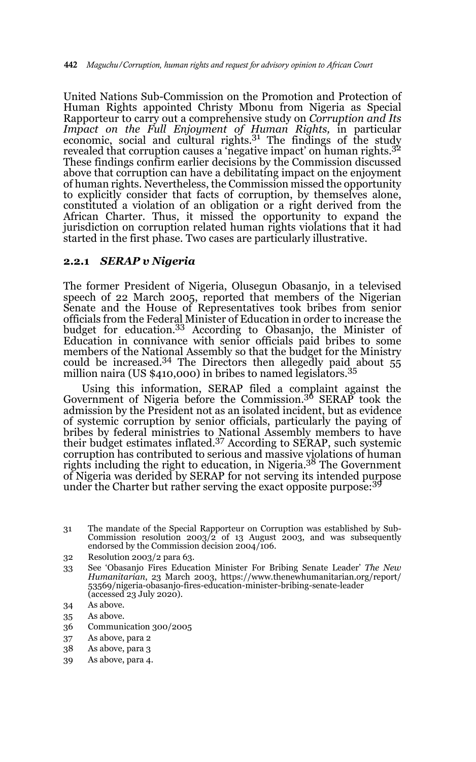United Nations Sub-Commission on the Promotion and Protection of Human Rights appointed Christy Mbonu from Nigeria as Special Rapporteur to carry out a comprehensive study on *Corruption and Its Impact on the Full Enjoyment of Human Rights,* in particular economic, social and cultural rights.[31] The findings of the study revealed that corruption causes a 'negative impact' on human rights.[32] These findings confirm earlier decisions by the Commission discussed above that corruption can have a debilitating impact on the enjoyment of human rights. Nevertheless, the Commission missed the opportunity to explicitly consider that facts of corruption, by themselves alone, constituted a violation of an obligation or a right derived from the African Charter. Thus, it missed the opportunity to expand the jurisdiction on corruption related human rights violations that it had started in the first phase. Two cases are particularly illustrative.

### 2.2.1 *SERAP v Nigeria*

The former President of Nigeria, Olusegun Obasanjo, in a televised speech of 22 March 2005, reported that members of the Nigerian Senate and the House of Representatives took bribes from senior officials from the Federal Minister of Education in order to increase the budget for education.[33] According to Obasanjo, the Minister of Education in connivance with senior officials paid bribes to some members of the National Assembly so that the budget for the Ministry could be increased.[34] The Directors then allegedly paid about 55 million naira (US $410,000) in bribes to named legislators.[35]

Using this information, SERAP filed a complaint against the Government of Nigeria before the Commission.[36] SERAP took the admission by the President not as an isolated incident, but as evidence of systemic corruption by senior officials, particularly the paying of bribes by federal ministries to National Assembly members to have their budget estimates inflated.[37] According to SERAP, such systemic corruption has contributed to serious and massive violations of human rights including the right to education, in Nigeria.[38] The Government of Nigeria was derided by SERAP for not serving its intended purpose under the Charter but rather serving the exact opposite purpose:[39]

---

31 The mandate of the Special Rapporteur on Corruption was established by Sub-Commission resolution 2003/2 of 13 August 2003, and was subsequently endorsed by the Commission decision 2004/106.

32 Resolution 2003/2 para 63.

33 See 'Obasanjo Fires Education Minister For Bribing Senate Leader' *The New Humanitarian*, 23 March 2003, https://www.thenewhumanitarian.org/report/53569/nigeria-obasanjo-fires-education-minister-bribing-senate-leader (accessed 23 July 2020).

34 As above.

35 As above.

36 Communication 300/2005

37 As above, para 2

38 As above, para 3

39 As above, para 4.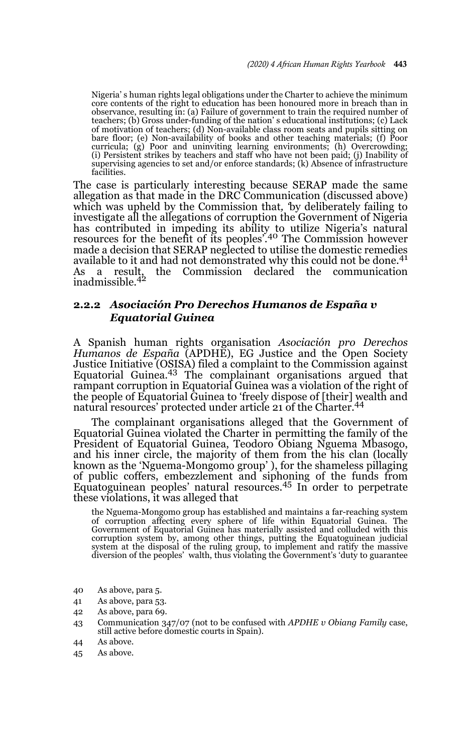> Nigeria' s human rights legal obligations under the Charter to achieve the minimum core contents of the right to education has been honoured more in breach than in observance, resulting in: (a) Failure of government to train the required number of teachers; (b) Gross under-funding of the nation' s educational institutions; (c) Lack of motivation of teachers; (d) Non-available class room seats and pupils sitting on bare floor; (e) Non-availability of books and other teaching materials; (f) Poor curricula; (g) Poor and uninviting learning environments; (h) Overcrowding; (i) Persistent strikes by teachers and staff who have not been paid; (j) Inability of supervising agencies to set and/or enforce standards; (k) Absence of infrastructure facilities.

The case is particularly interesting because SERAP made the same allegation as that made in the DRC Communication (discussed above) which was upheld by the Commission that, 'by deliberately failing to investigate all the allegations of corruption the Government of Nigeria has contributed in impeding its ability to utilize Nigeria's natural resources for the benefit of its peoples'.[40] The Commission however made a decision that SERAP neglected to utilise the domestic remedies available to it and had not demonstrated why this could not be done.[41] As a result, the Commission declared the communication inadmissible.[42]

### 2.2.2 *Asociación Pro Derechos Humanos de España v Equatorial Guinea*

A Spanish human rights organisation *Asociación pro Derechos Humanos de España* (APDHE), EG Justice and the Open Society Justice Initiative (OSISA) filed a complaint to the Commission against Equatorial Guinea.[43] The complainant organisations argued that rampant corruption in Equatorial Guinea was a violation of the right of the people of Equatorial Guinea to 'freely dispose of [their] wealth and natural resources' protected under article 21 of the Charter.[44]

The complainant organisations alleged that the Government of Equatorial Guinea violated the Charter in permitting the family of the President of Equatorial Guinea, Teodoro Obiang Nguema Mbasogo, and his inner circle, the majority of them from the his clan (locally known as the 'Nguema-Mongomo group' ), for the shameless pillaging of public coffers, embezzlement and siphoning of the funds from Equatoguinean peoples' natural resources.[45] In order to perpetrate these violations, it was alleged that

> the Nguema-Mongomo group has established and maintains a far-reaching system of corruption affecting every sphere of life within Equatorial Guinea. The Government of Equatorial Guinea has materially assisted and colluded with this corruption system by, among other things, putting the Equatoguinean judicial system at the disposal of the ruling group, to implement and ratify the massive diversion of the peoples' walth, thus violating the Government's 'duty to guarantee

40 As above, para 5.

41 As above, para 53.

42 As above, para 69.

43 Communication 347/07 (not to be confused with *APDHE v Obiang Family* case, still active before domestic courts in Spain).

44 As above.

45 As above.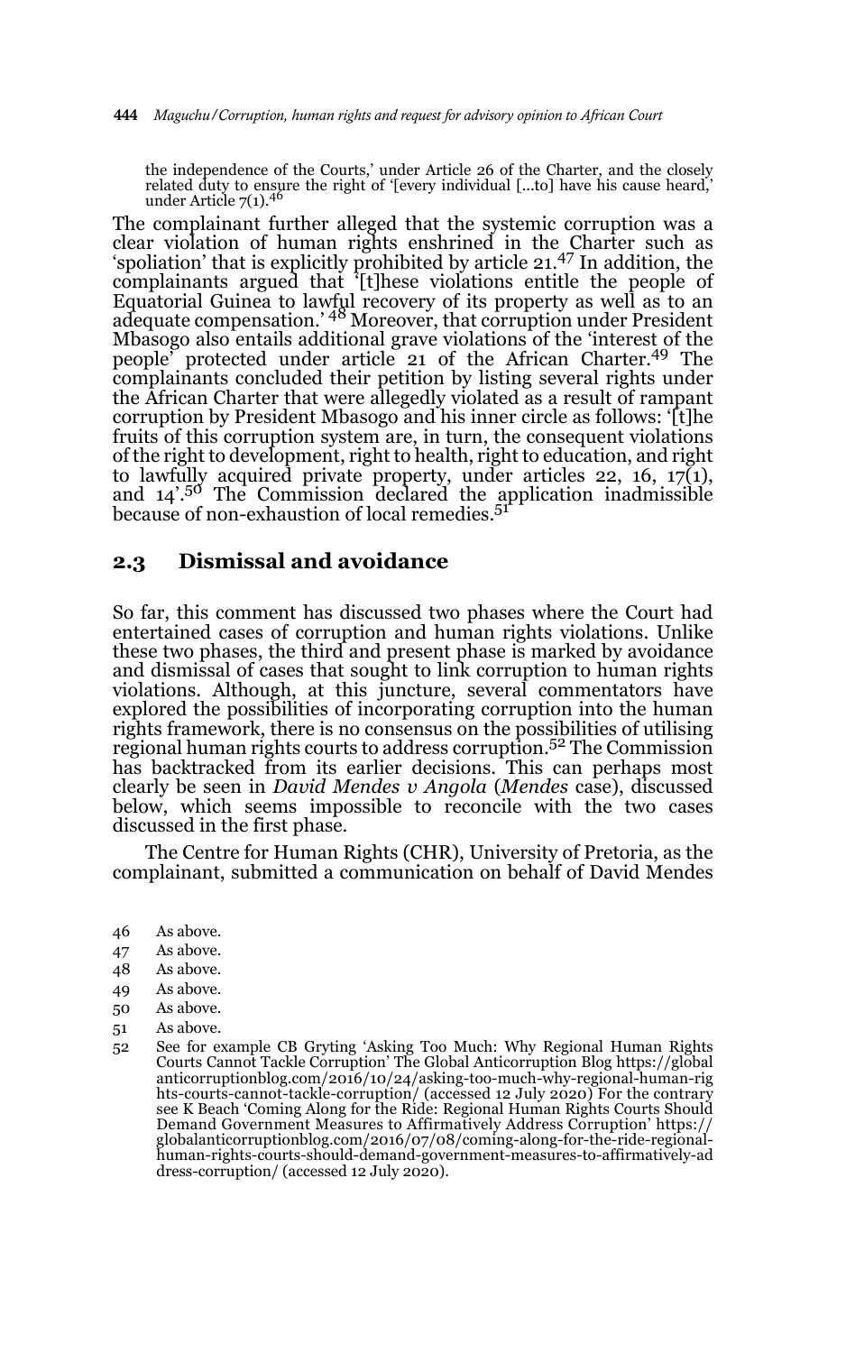the independence of the Courts,' under Article 26 of the Charter, and the closely related duty to ensure the right of '[every individual [...to] have his cause heard,' under Article 7(1).[46]

The complainant further alleged that the systemic corruption was a clear violation of human rights enshrined in the Charter such as 'spoliation' that is explicitly prohibited by article 21.[47] In addition, the complainants argued that '[t]hese violations entitle the people of Equatorial Guinea to lawful recovery of its property as well as to an adequate compensation.' [48] Moreover, that corruption under President Mbasogo also entails additional grave violations of the 'interest of the people' protected under article 21 of the African Charter.[49] The complainants concluded their petition by listing several rights under the African Charter that were allegedly violated as a result of rampant corruption by President Mbasogo and his inner circle as follows: '[t]he fruits of this corruption system are, in turn, the consequent violations of the right to development, right to health, right to education, and right to lawfully acquired private property, under articles 22, 16, 17(1), and 14'.[50] The Commission declared the application inadmissible because of non-exhaustion of local remedies.[51]

## 2.3 Dismissal and avoidance

So far, this comment has discussed two phases where the Court had entertained cases of corruption and human rights violations. Unlike these two phases, the third and present phase is marked by avoidance and dismissal of cases that sought to link corruption to human rights violations. Although, at this juncture, several commentators have explored the possibilities of incorporating corruption into the human rights framework, there is no consensus on the possibilities of utilising regional human rights courts to address corruption.[52] The Commission has backtracked from its earlier decisions. This can perhaps most clearly be seen in *David Mendes v Angola* (*Mendes* case), discussed below, which seems impossible to reconcile with the two cases discussed in the first phase.

The Centre for Human Rights (CHR), University of Pretoria, as the complainant, submitted a communication on behalf of David Mendes

46 As above.

47 As above.

48 As above.

49 As above.

50 As above.

51 As above.

52 See for example CB Gryting 'Asking Too Much: Why Regional Human Rights Courts Cannot Tackle Corruption' The Global Anticorruption Blog https://globalanticorruptionblog.com/2016/10/24/asking-too-much-why-regional-human-rights-courts-cannot-tackle-corruption/ (accessed 12 July 2020) For the contrary see K Beach 'Coming Along for the Ride: Regional Human Rights Courts Should Demand Government Measures to Affirmatively Address Corruption' https://globalanticorruptionblog.com/2016/07/08/coming-along-for-the-ride-regional-human-rights-courts-should-demand-government-measures-to-affirmatively-address-corruption/ (accessed 12 July 2020).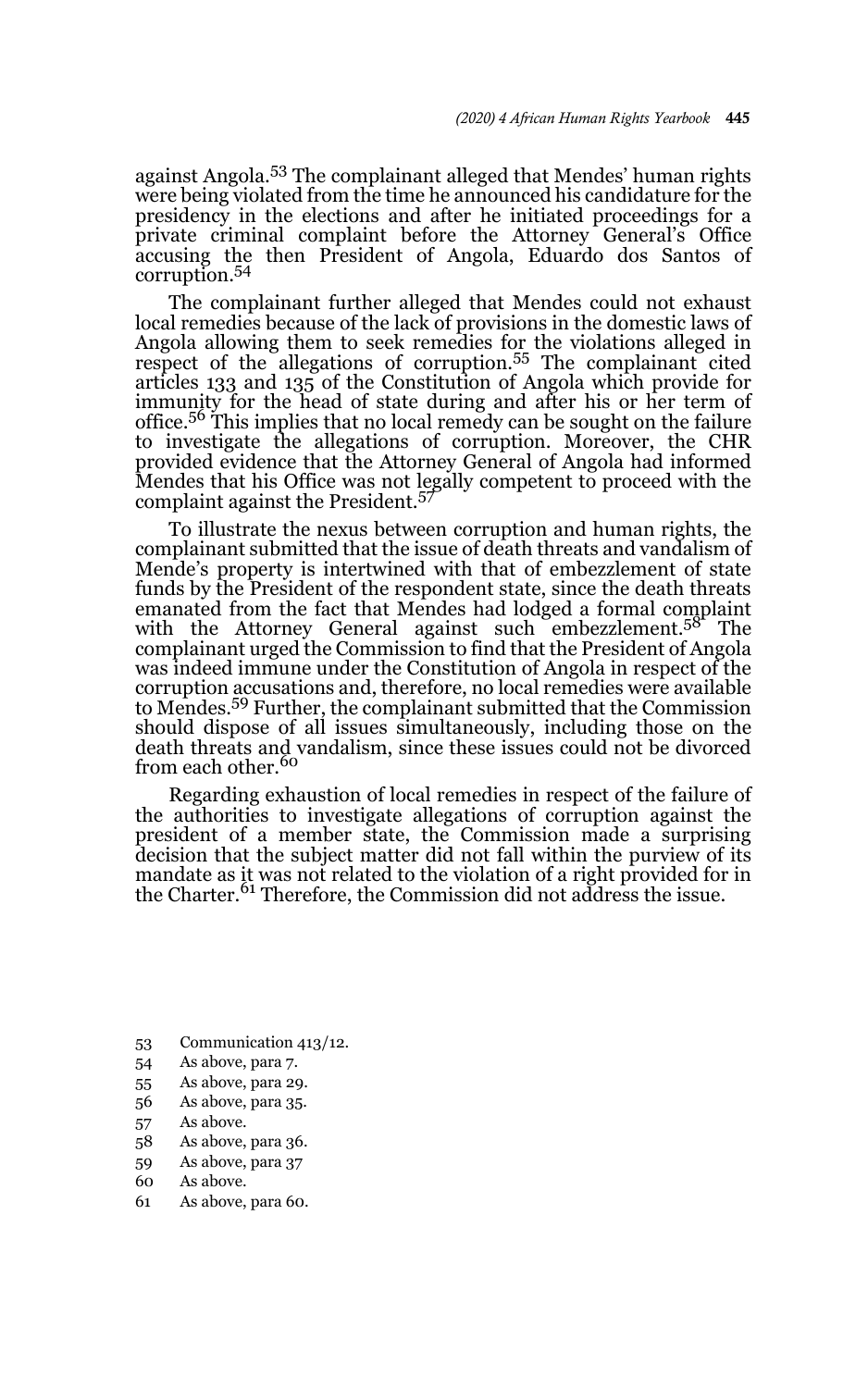against Angola.[53] The complainant alleged that Mendes' human rights were being violated from the time he announced his candidature for the presidency in the elections and after he initiated proceedings for a private criminal complaint before the Attorney General's Office accusing the then President of Angola, Eduardo dos Santos of corruption.[54]

The complainant further alleged that Mendes could not exhaust local remedies because of the lack of provisions in the domestic laws of Angola allowing them to seek remedies for the violations alleged in respect of the allegations of corruption.[55] The complainant cited articles 133 and 135 of the Constitution of Angola which provide for immunity for the head of state during and after his or her term of office.[56] This implies that no local remedy can be sought on the failure to investigate the allegations of corruption. Moreover, the CHR provided evidence that the Attorney General of Angola had informed Mendes that his Office was not legally competent to proceed with the complaint against the President.[57]

To illustrate the nexus between corruption and human rights, the complainant submitted that the issue of death threats and vandalism of Mende's property is intertwined with that of embezzlement of state funds by the President of the respondent state, since the death threats emanated from the fact that Mendes had lodged a formal complaint with the Attorney General against such embezzlement.[58] The complainant urged the Commission to find that the President of Angola was indeed immune under the Constitution of Angola in respect of the corruption accusations and, therefore, no local remedies were available to Mendes.[59] Further, the complainant submitted that the Commission should dispose of all issues simultaneously, including those on the death threats and vandalism, since these issues could not be divorced from each other.[60]

Regarding exhaustion of local remedies in respect of the failure of the authorities to investigate allegations of corruption against the president of a member state, the Commission made a surprising decision that the subject matter did not fall within the purview of its mandate as it was not related to the violation of a right provided for in the Charter.[61] Therefore, the Commission did not address the issue.

53 Communication 413/12.
54 As above, para 7.
55 As above, para 29.
56 As above, para 35.
57 As above.
58 As above, para 36.
59 As above, para 37
60 As above.
61 As above, para 60.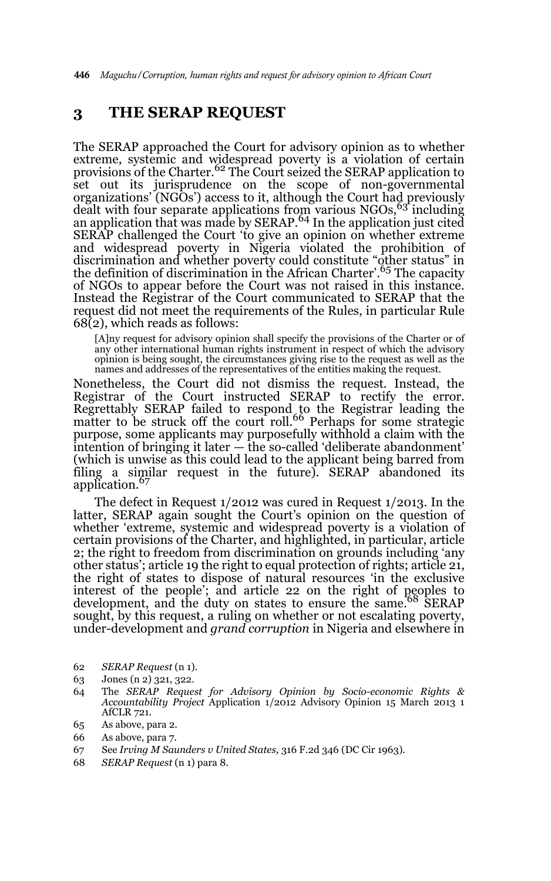## 3 THE SERAP REQUEST

The SERAP approached the Court for advisory opinion as to whether extreme, systemic and widespread poverty is a violation of certain provisions of the Charter.[62] The Court seized the SERAP application to set out its jurisprudence on the scope of non-governmental organizations' (NGOs') access to it, although the Court had previously dealt with four separate applications from various NGOs,[63] including an application that was made by SERAP.[64] In the application just cited SERAP challenged the Court 'to give an opinion on whether extreme and widespread poverty in Nigeria violated the prohibition of discrimination and whether poverty could constitute "other status" in the definition of discrimination in the African Charter'.[65] The capacity of NGOs to appear before the Court was not raised in this instance. Instead the Registrar of the Court communicated to SERAP that the request did not meet the requirements of the Rules, in particular Rule 68(2), which reads as follows:

> [A]ny request for advisory opinion shall specify the provisions of the Charter or of any other international human rights instrument in respect of which the advisory opinion is being sought, the circumstances giving rise to the request as well as the names and addresses of the representatives of the entities making the request.

Nonetheless, the Court did not dismiss the request. Instead, the Registrar of the Court instructed SERAP to rectify the error. Regrettably SERAP failed to respond to the Registrar leading the matter to be struck off the court roll.[66] Perhaps for some strategic purpose, some applicants may purposefully withhold a claim with the intention of bringing it later — the so-called 'deliberate abandonment' (which is unwise as this could lead to the applicant being barred from filing a similar request in the future). SERAP abandoned its application.[67]

The defect in Request 1/2012 was cured in Request 1/2013. In the latter, SERAP again sought the Court's opinion on the question of whether 'extreme, systemic and widespread poverty is a violation of certain provisions of the Charter, and highlighted, in particular, article 2; the right to freedom from discrimination on grounds including 'any other status'; article 19 the right to equal protection of rights; article 21, the right of states to dispose of natural resources 'in the exclusive interest of the people'; and article 22 on the right of peoples to development, and the duty on states to ensure the same.[68] SERAP sought, by this request, a ruling on whether or not escalating poverty, under-development and *grand corruption* in Nigeria and elsewhere in

62 *SERAP Request* (n 1).

63 Jones (n 2) 321, 322.

64 The *SERAP Request for Advisory Opinion by Socio-economic Rights & Accountability Project* Application 1/2012 Advisory Opinion 15 March 2013 1 AfCLR 721.

65 As above, para 2.

66 As above, para 7.

67 See *Irving M Saunders v United States,* 316 F.2d 346 (DC Cir 1963).

68 *SERAP Request* (n 1) para 8.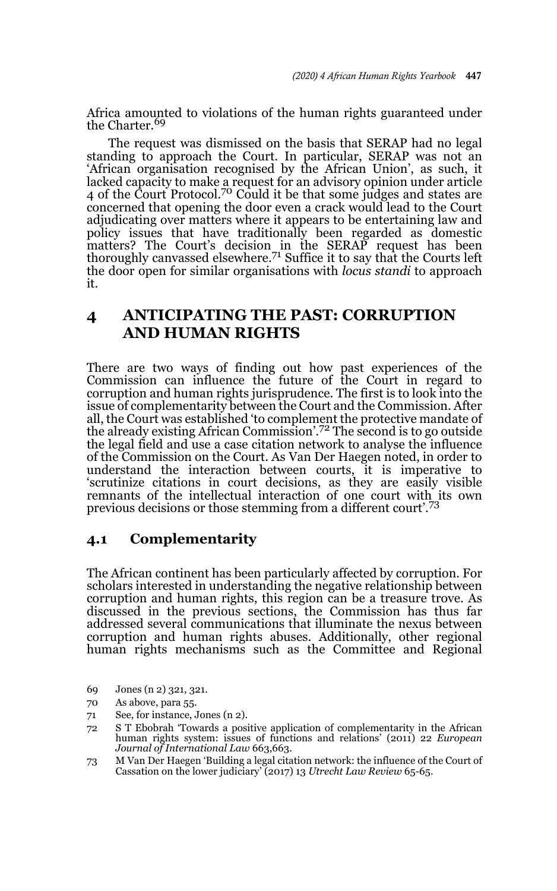Africa amounted to violations of the human rights guaranteed under the Charter.[69]

The request was dismissed on the basis that SERAP had no legal standing to approach the Court. In particular, SERAP was not an 'African organisation recognised by the African Union', as such, it lacked capacity to make a request for an advisory opinion under article 4 of the Court Protocol.[70] Could it be that some judges and states are concerned that opening the door even a crack would lead to the Court adjudicating over matters where it appears to be entertaining law and policy issues that have traditionally been regarded as domestic matters? The Court's decision in the SERAP request has been thoroughly canvassed elsewhere.[71] Suffice it to say that the Courts left the door open for similar organisations with *locus standi* to approach it.

## 4 ANTICIPATING THE PAST: CORRUPTION AND HUMAN RIGHTS

There are two ways of finding out how past experiences of the Commission can influence the future of the Court in regard to corruption and human rights jurisprudence. The first is to look into the issue of complementarity between the Court and the Commission. After all, the Court was established 'to complement the protective mandate of the already existing African Commission'.[72] The second is to go outside the legal field and use a case citation network to analyse the influence of the Commission on the Court. As Van Der Haegen noted, in order to understand the interaction between courts, it is imperative to 'scrutinize citations in court decisions, as they are easily visible remnants of the intellectual interaction of one court with its own previous decisions or those stemming from a different court'.[73]

### 4.1 Complementarity

The African continent has been particularly affected by corruption. For scholars interested in understanding the negative relationship between corruption and human rights, this region can be a treasure trove. As discussed in the previous sections, the Commission has thus far addressed several communications that illuminate the nexus between corruption and human rights abuses. Additionally, other regional human rights mechanisms such as the Committee and Regional

69 Jones (n 2) 321, 321.

70 As above, para 55.

71 See, for instance, Jones (n 2).

72 S T Ebobrah 'Towards a positive application of complementarity in the African human rights system: issues of functions and relations' (2011) 22 *European Journal of International Law* 663,663.

73 M Van Der Haegen 'Building a legal citation network: the influence of the Court of Cassation on the lower judiciary' (2017) 13 *Utrecht Law Review* 65-65.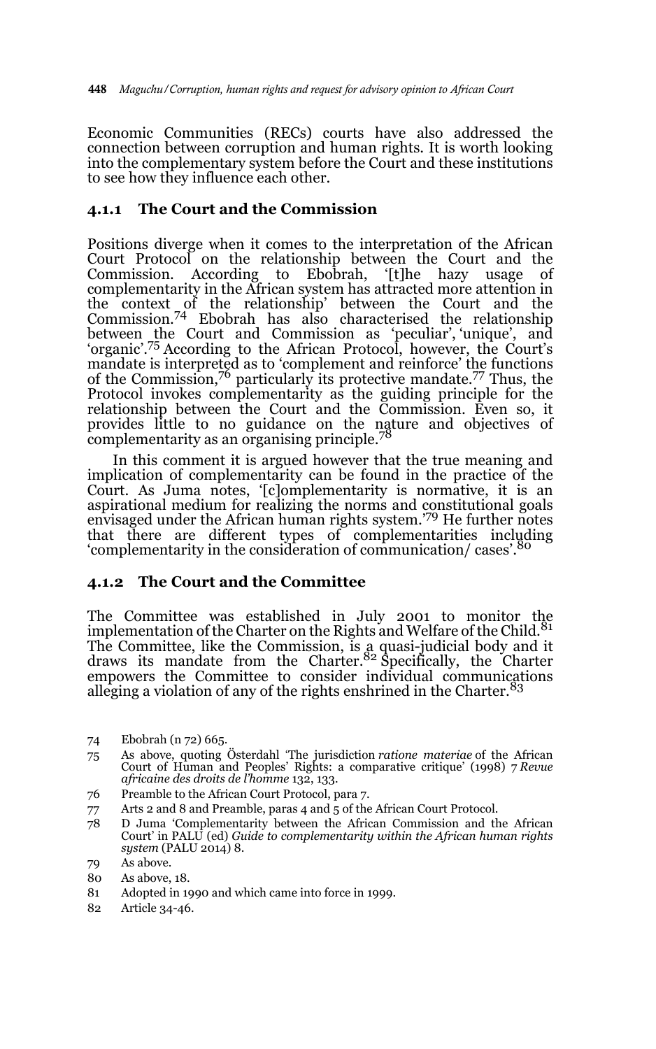Economic Communities (RECs) courts have also addressed the connection between corruption and human rights. It is worth looking into the complementary system before the Court and these institutions to see how they influence each other.

### 4.1.1 The Court and the Commission

Positions diverge when it comes to the interpretation of the African Court Protocol on the relationship between the Court and the Commission. According to Ebobrah, '[t]he hazy usage of complementarity in the African system has attracted more attention in the context of the relationship' between the Court and the Commission.[74] Ebobrah has also characterised the relationship between the Court and Commission as 'peculiar', 'unique', and 'organic'.[75] According to the African Protocol, however, the Court's mandate is interpreted as to 'complement and reinforce' the functions of the Commission,[76] particularly its protective mandate.[77] Thus, the Protocol invokes complementarity as the guiding principle for the relationship between the Court and the Commission. Even so, it provides little to no guidance on the nature and objectives of complementarity as an organising principle.[78]

In this comment it is argued however that the true meaning and implication of complementarity can be found in the practice of the Court. As Juma notes, '[c]omplementarity is normative, it is an aspirational medium for realizing the norms and constitutional goals envisaged under the African human rights system.'[79] He further notes that there are different types of complementarities including 'complementarity in the consideration of communication/ cases'.[80]

### 4.1.2 The Court and the Committee

The Committee was established in July 2001 to monitor the implementation of the Charter on the Rights and Welfare of the Child.[81] The Committee, like the Commission, is a quasi-judicial body and it draws its mandate from the Charter.[82] Specifically, the Charter empowers the Committee to consider individual communications alleging a violation of any of the rights enshrined in the Charter.[83]

74 Ebobrah (n 72) 665.

75 As above, quoting Österdahl 'The jurisdiction *ratione materiae* of the African Court of Human and Peoples' Rights: a comparative critique' (1998) 7 *Revue africaine des droits de l'homme* 132, 133.

76 Preamble to the African Court Protocol, para 7.

77 Arts 2 and 8 and Preamble, paras 4 and 5 of the African Court Protocol.

78 D Juma 'Complementarity between the African Commission and the African Court' in PALU (ed) *Guide to complementarity within the African human rights system* (PALU 2014) 8.

79 As above.

80 As above, 18.

81 Adopted in 1990 and which came into force in 1999.

82 Article 34-46.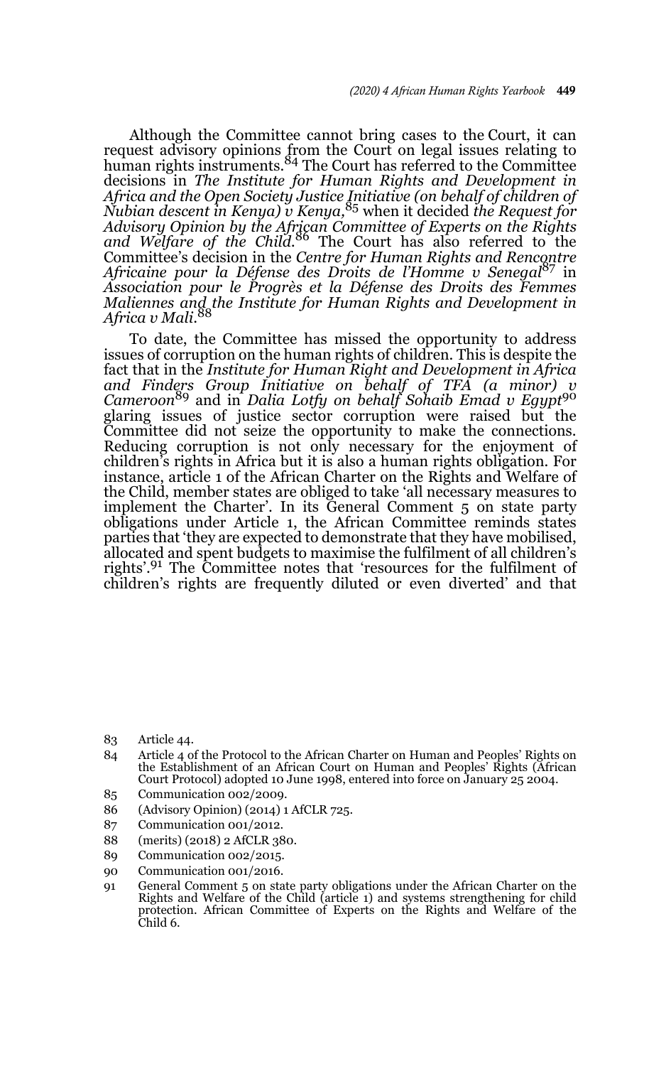Although the Committee cannot bring cases to the Court, it can request advisory opinions from the Court on legal issues relating to human rights instruments.[84] The Court has referred to the Committee decisions in *The Institute for Human Rights and Development in Africa and the Open Society Justice Initiative (on behalf of children of Nubian descent in Kenya) v Kenya,*[85] when it decided *the Request for Advisory Opinion by the African Committee of Experts on the Rights and Welfare of the Child.*[86] The Court has also referred to the Committee's decision in the *Centre for Human Rights and Rencontre Africaine pour la Défense des Droits de l'Homme v Senegal*[87] in *Association pour le Progrès et la Défense des Droits des Femmes Maliennes and the Institute for Human Rights and Development in Africa v Mali.*[88]

To date, the Committee has missed the opportunity to address issues of corruption on the human rights of children. This is despite the fact that in the *Institute for Human Right and Development in Africa and Finders Group Initiative on behalf of TFA (a minor) v Cameroon*[89] and in *Dalia Lotfy on behalf Sohaib Emad v Egypt*[90] glaring issues of justice sector corruption were raised but the Committee did not seize the opportunity to make the connections. Reducing corruption is not only necessary for the enjoyment of children's rights in Africa but it is also a human rights obligation. For instance, article 1 of the African Charter on the Rights and Welfare of the Child, member states are obliged to take 'all necessary measures to implement the Charter'. In its General Comment 5 on state party obligations under Article 1, the African Committee reminds states parties that 'they are expected to demonstrate that they have mobilised, allocated and spent budgets to maximise the fulfilment of all children's rights'.[91] The Committee notes that 'resources for the fulfilment of children's rights are frequently diluted or even diverted' and that

---

83 Article 44.

84 Article 4 of the Protocol to the African Charter on Human and Peoples' Rights on the Establishment of an African Court on Human and Peoples' Rights (African Court Protocol) adopted 10 June 1998, entered into force on January 25 2004.

85 Communication 002/2009.

86 (Advisory Opinion) (2014) 1 AfCLR 725.

87 Communication 001/2012.

88 (merits) (2018) 2 AfCLR 380.

89 Communication 002/2015.

90 Communication 001/2016.

91 General Comment 5 on state party obligations under the African Charter on the Rights and Welfare of the Child (article 1) and systems strengthening for child protection. African Committee of Experts on the Rights and Welfare of the Child 6.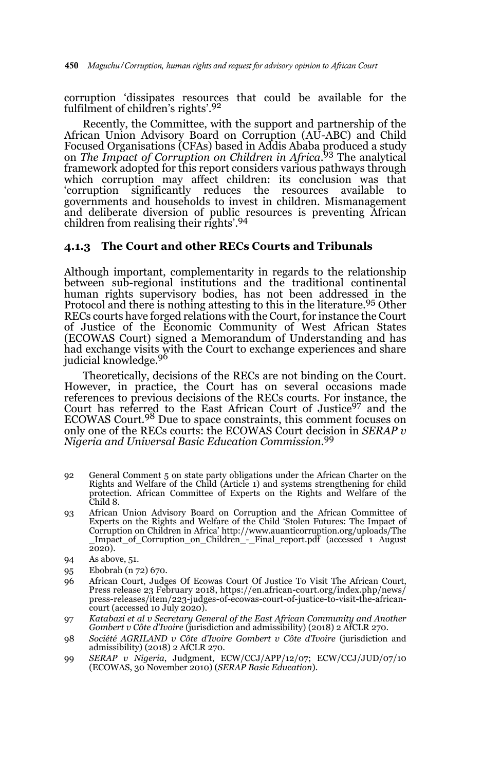corruption 'dissipates resources that could be available for the fulfilment of children's rights'.[92]

Recently, the Committee, with the support and partnership of the African Union Advisory Board on Corruption (AU-ABC) and Child Focused Organisations (CFAs) based in Addis Ababa produced a study on *The Impact of Corruption on Children in Africa*.[93] The analytical framework adopted for this report considers various pathways through which corruption may affect children: its conclusion was that 'corruption significantly reduces the resources available to governments and households to invest in children. Mismanagement and deliberate diversion of public resources is preventing African children from realising their rights'.[94]

### 4.1.3 The Court and other RECs Courts and Tribunals

Although important, complementarity in regards to the relationship between sub-regional institutions and the traditional continental human rights supervisory bodies, has not been addressed in the Protocol and there is nothing attesting to this in the literature.[95] Other RECs courts have forged relations with the Court, for instance the Court of Justice of the Economic Community of West African States (ECOWAS Court) signed a Memorandum of Understanding and has had exchange visits with the Court to exchange experiences and share judicial knowledge.[96]

Theoretically, decisions of the RECs are not binding on the Court. However, in practice, the Court has on several occasions made references to previous decisions of the RECs courts. For instance, the Court has referred to the East African Court of Justice[97] and the ECOWAS Court.[98] Due to space constraints, this comment focuses on only one of the RECs courts: the ECOWAS Court decision in *SERAP v Nigeria and Universal Basic Education Commission*.[99]

---

92 General Comment 5 on state party obligations under the African Charter on the Rights and Welfare of the Child (Article 1) and systems strengthening for child protection. African Committee of Experts on the Rights and Welfare of the Child 8.

93 African Union Advisory Board on Corruption and the African Committee of Experts on the Rights and Welfare of the Child 'Stolen Futures: The Impact of Corruption on Children in Africa' http://www.auanticorruption.org/uploads/The_Impact_of_Corruption_on_Children_-_Final_report.pdf (accessed 1 August 2020).

94 As above, 51.

95 Ebobrah (n 72) 670.

96 African Court, Judges Of Ecowas Court Of Justice To Visit The African Court, Press release 23 February 2018, https://en.african-court.org/index.php/news/press-releases/item/223-judges-of-ecowas-court-of-justice-to-visit-the-african-court (accessed 10 July 2020).

97 *Katabazi et al v Secretary General of the East African Community and Another Gombert v Côte d'Ivoire* (jurisdiction and admissibility) (2018) 2 AfCLR 270.

98 *Société AGRILAND v Côte d'Ivoire Gombert v Côte d'Ivoire* (jurisdiction and admissibility) (2018) 2 AfCLR 270.

99 *SERAP v Nigeria*, Judgment, ECW/CCJ/APP/12/07; ECW/CCJ/JUD/07/10 (ECOWAS, 30 November 2010) (*SERAP Basic Education*).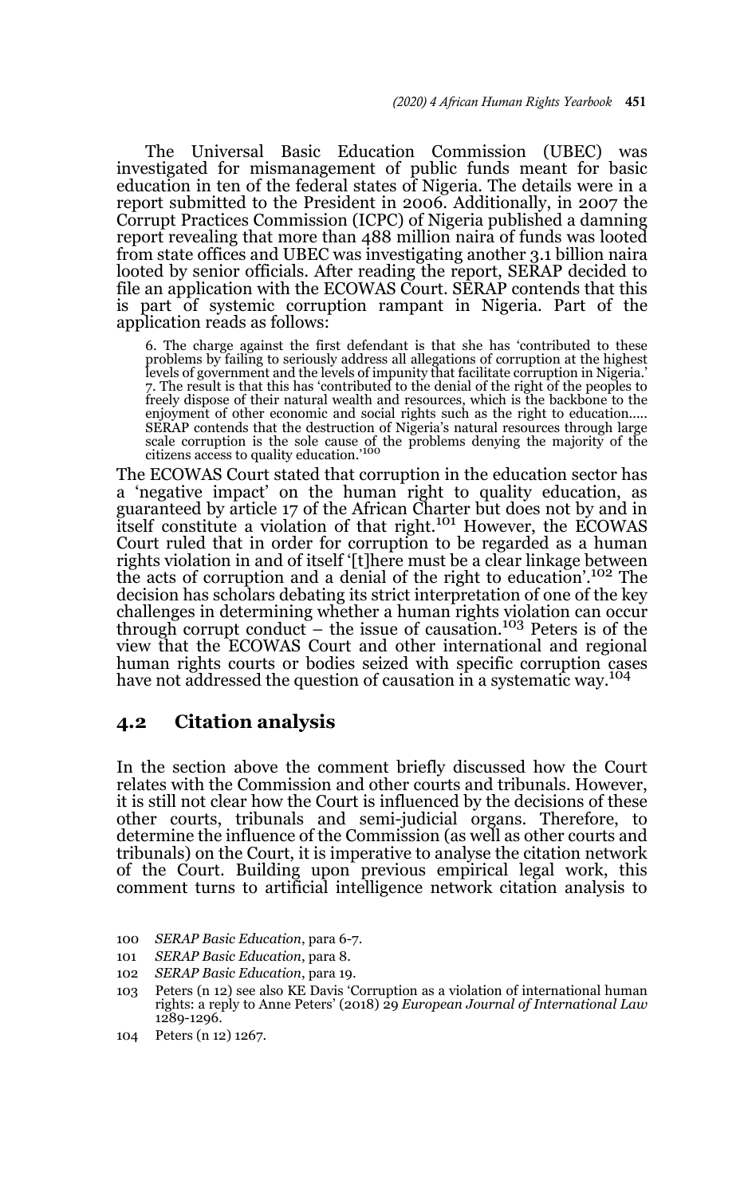The Universal Basic Education Commission (UBEC) was investigated for mismanagement of public funds meant for basic education in ten of the federal states of Nigeria. The details were in a report submitted to the President in 2006. Additionally, in 2007 the Corrupt Practices Commission (ICPC) of Nigeria published a damning report revealing that more than 488 million naira of funds was looted from state offices and UBEC was investigating another 3.1 billion naira looted by senior officials. After reading the report, SERAP decided to file an application with the ECOWAS Court. SERAP contends that this is part of systemic corruption rampant in Nigeria. Part of the application reads as follows:

> 6. The charge against the first defendant is that she has 'contributed to these problems by failing to seriously address all allegations of corruption at the highest levels of government and the levels of impunity that facilitate corruption in Nigeria.' 7. The result is that this has 'contributed to the denial of the right of the peoples to freely dispose of their natural wealth and resources, which is the backbone to the enjoyment of other economic and social rights such as the right to education..... SERAP contends that the destruction of Nigeria's natural resources through large scale corruption is the sole cause of the problems denying the majority of the citizens access to quality education.'[100]

The ECOWAS Court stated that corruption in the education sector has a 'negative impact' on the human right to quality education, as guaranteed by article 17 of the African Charter but does not by and in itself constitute a violation of that right.[101] However, the ECOWAS Court ruled that in order for corruption to be regarded as a human rights violation in and of itself '[t]here must be a clear linkage between the acts of corruption and a denial of the right to education'.[102] The decision has scholars debating its strict interpretation of one of the key challenges in determining whether a human rights violation can occur through corrupt conduct – the issue of causation.[103] Peters is of the view that the ECOWAS Court and other international and regional human rights courts or bodies seized with specific corruption cases have not addressed the question of causation in a systematic way.[104]

## 4.2 Citation analysis

In the section above the comment briefly discussed how the Court relates with the Commission and other courts and tribunals. However, it is still not clear how the Court is influenced by the decisions of these other courts, tribunals and semi-judicial organs. Therefore, to determine the influence of the Commission (as well as other courts and tribunals) on the Court, it is imperative to analyse the citation network of the Court. Building upon previous empirical legal work, this comment turns to artificial intelligence network citation analysis to

100 *SERAP Basic Education*, para 6-7.

101 *SERAP Basic Education*, para 8.

102 *SERAP Basic Education*, para 19.

103 Peters (n 12) see also KE Davis 'Corruption as a violation of international human rights: a reply to Anne Peters' (2018) 29 *European Journal of International Law* 1289-1296.

104 Peters (n 12) 1267.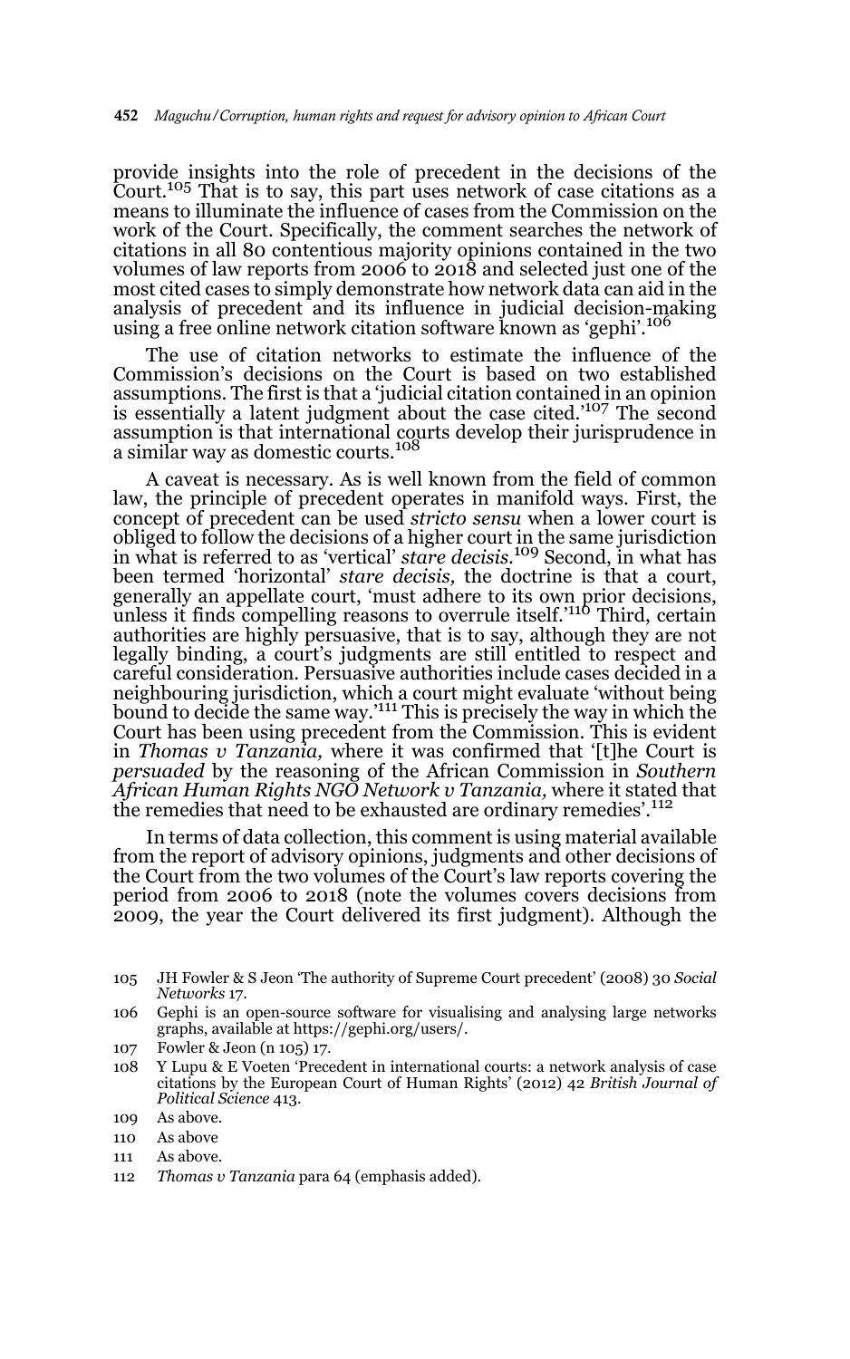provide insights into the role of precedent in the decisions of the Court.[105] That is to say, this part uses network of case citations as a means to illuminate the influence of cases from the Commission on the work of the Court. Specifically, the comment searches the network of citations in all 80 contentious majority opinions contained in the two volumes of law reports from 2006 to 2018 and selected just one of the most cited cases to simply demonstrate how network data can aid in the analysis of precedent and its influence in judicial decision-making using a free online network citation software known as 'gephi'.[106]

The use of citation networks to estimate the influence of the Commission's decisions on the Court is based on two established assumptions. The first is that a 'judicial citation contained in an opinion is essentially a latent judgment about the case cited.'[107] The second assumption is that international courts develop their jurisprudence in a similar way as domestic courts.[108]

A caveat is necessary. As is well known from the field of common law, the principle of precedent operates in manifold ways. First, the concept of precedent can be used *stricto sensu* when a lower court is obliged to follow the decisions of a higher court in the same jurisdiction in what is referred to as 'vertical' *stare decisis*.[109] Second, in what has been termed 'horizontal' *stare decisis,* the doctrine is that a court, generally an appellate court, 'must adhere to its own prior decisions, unless it finds compelling reasons to overrule itself.'[110] Third, certain authorities are highly persuasive, that is to say, although they are not legally binding, a court's judgments are still entitled to respect and careful consideration. Persuasive authorities include cases decided in a neighbouring jurisdiction, which a court might evaluate 'without being bound to decide the same way.'[111] This is precisely the way in which the Court has been using precedent from the Commission. This is evident in *Thomas v Tanzania,* where it was confirmed that '[t]he Court is *persuaded* by the reasoning of the African Commission in *Southern African Human Rights NGO Network v Tanzania,* where it stated that the remedies that need to be exhausted are ordinary remedies'.[112]

In terms of data collection, this comment is using material available from the report of advisory opinions, judgments and other decisions of the Court from the two volumes of the Court's law reports covering the period from 2006 to 2018 (note the volumes covers decisions from 2009, the year the Court delivered its first judgment). Although the

---

105 JH Fowler & S Jeon 'The authority of Supreme Court precedent' (2008) 30 *Social Networks* 17.

106 Gephi is an open-source software for visualising and analysing large networks graphs, available at https://gephi.org/users/.

107 Fowler & Jeon (n 105) 17.

108 Y Lupu & E Voeten 'Precedent in international courts: a network analysis of case citations by the European Court of Human Rights' (2012) 42 *British Journal of Political Science* 413.

109 As above.

110 As above

111 As above.

112 *Thomas v Tanzania* para 64 (emphasis added).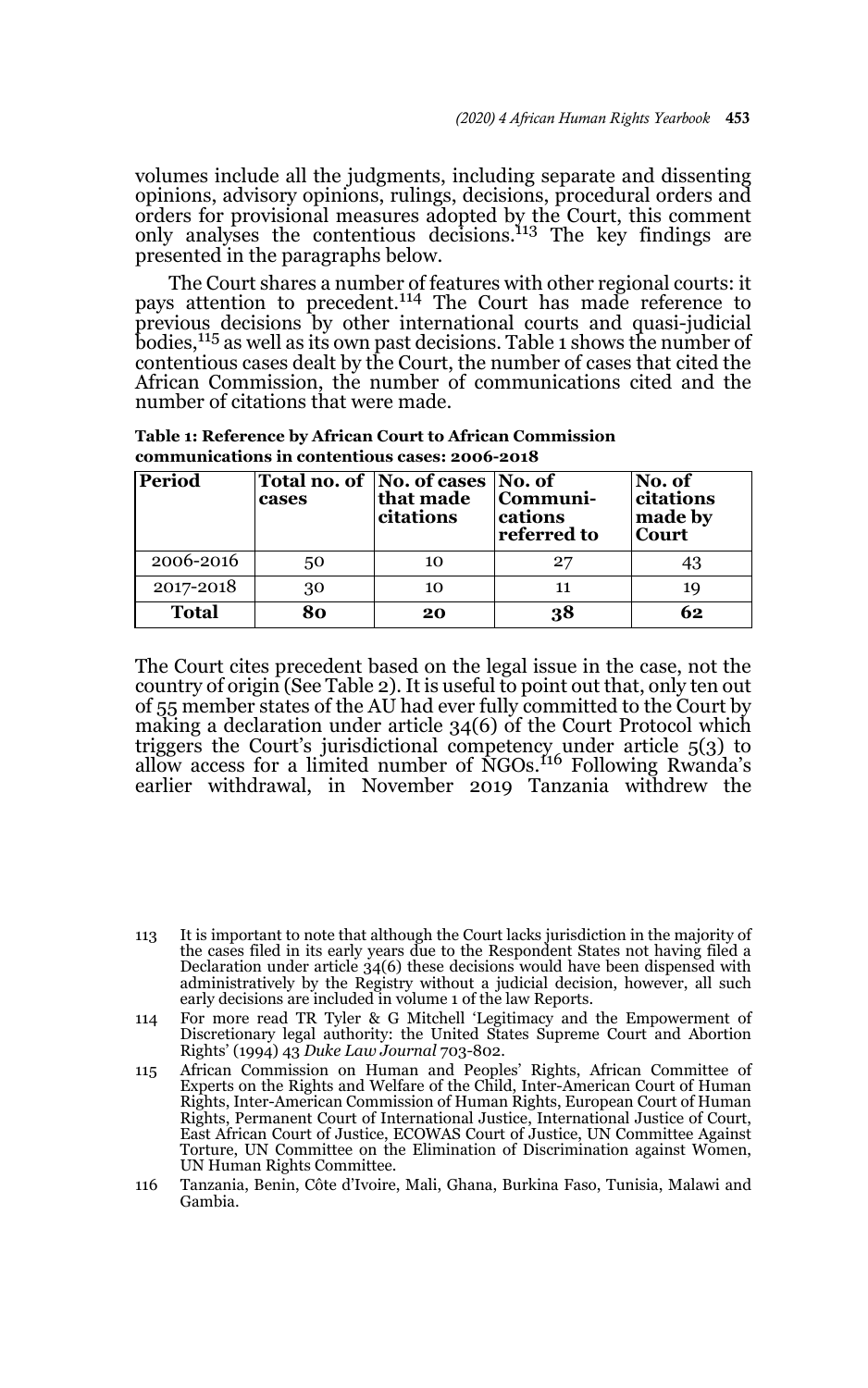volumes include all the judgments, including separate and dissenting opinions, advisory opinions, rulings, decisions, procedural orders and orders for provisional measures adopted by the Court, this comment only analyses the contentious decisions.[113] The key findings are presented in the paragraphs below.

The Court shares a number of features with other regional courts: it pays attention to precedent.[114] The Court has made reference to previous decisions by other international courts and quasi-judicial bodies,[115] as well as its own past decisions. Table 1 shows the number of contentious cases dealt by the Court, the number of cases that cited the African Commission, the number of communications cited and the number of citations that were made.

**Table 1: Reference by African Court to African Commission communications in contentious cases: 2006-2018**

| Period | Total no. of cases | No. of cases that made citations | No. of Communi-cations referred to | No. of citations made by Court |
|---|---|---|---|---|
| 2006-2016 | 50 | 10 | 27 | 43 |
| 2017-2018 | 30 | 10 | 11 | 19 |
| **Total** | **80** | **20** | **38** | **62** |

The Court cites precedent based on the legal issue in the case, not the country of origin (See Table 2). It is useful to point out that, only ten out of 55 member states of the AU had ever fully committed to the Court by making a declaration under article 34(6) of the Court Protocol which triggers the Court's jurisdictional competency under article 5(3) to allow access for a limited number of NGOs.[116] Following Rwanda's earlier withdrawal, in November 2019 Tanzania withdrew the

113 It is important to note that although the Court lacks jurisdiction in the majority of the cases filed in its early years due to the Respondent States not having filed a Declaration under article 34(6) these decisions would have been dispensed with administratively by the Registry without a judicial decision, however, all such early decisions are included in volume 1 of the law Reports.

114 For more read TR Tyler & G Mitchell 'Legitimacy and the Empowerment of Discretionary legal authority: the United States Supreme Court and Abortion Rights' (1994) 43 *Duke Law Journal* 703-802.

115 African Commission on Human and Peoples' Rights, African Committee of Experts on the Rights and Welfare of the Child, Inter-American Court of Human Rights, Inter-American Commission of Human Rights, European Court of Human Rights, Permanent Court of International Justice, International Justice of Court, East African Court of Justice, ECOWAS Court of Justice, UN Committee Against Torture, UN Committee on the Elimination of Discrimination against Women, UN Human Rights Committee.

116 Tanzania, Benin, Côte d'Ivoire, Mali, Ghana, Burkina Faso, Tunisia, Malawi and Gambia.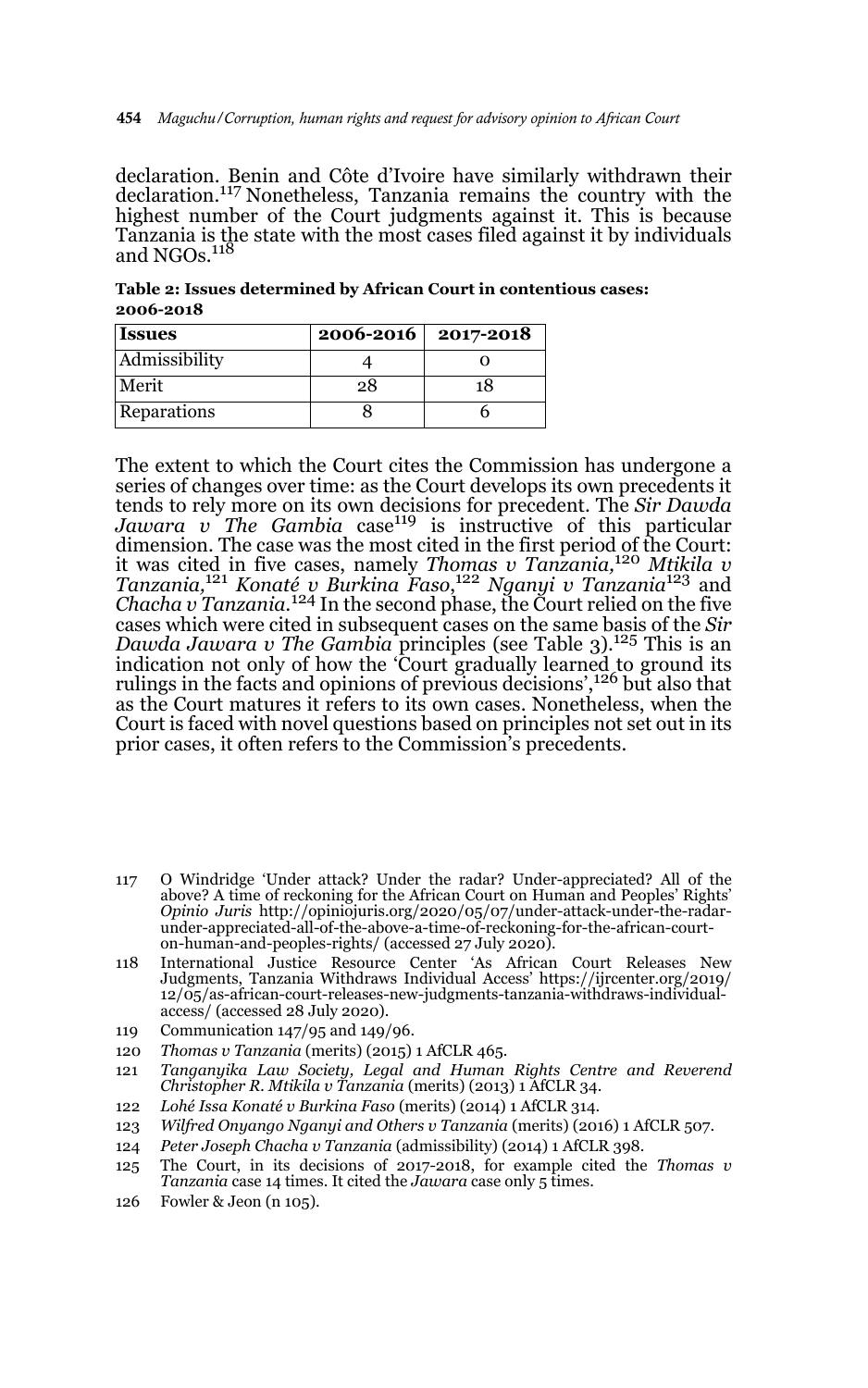declaration. Benin and Côte d'Ivoire have similarly withdrawn their declaration.[117] Nonetheless, Tanzania remains the country with the highest number of the Court judgments against it. This is because Tanzania is the state with the most cases filed against it by individuals and NGOs.[118]

**Table 2: Issues determined by African Court in contentious cases: 2006-2018**

| Issues | 2006-2016 | 2017-2018 |
|---|---|---|
| Admissibility | 4 | 0 |
| Merit | 28 | 18 |
| Reparations | 8 | 6 |

The extent to which the Court cites the Commission has undergone a series of changes over time: as the Court develops its own precedents it tends to rely more on its own decisions for precedent. The *Sir Dawda Jawara v The Gambia* case[119] is instructive of this particular dimension. The case was the most cited in the first period of the Court: it was cited in five cases, namely *Thomas v Tanzania,*[120] *Mtikila v Tanzania,*[121] *Konaté v Burkina Faso*,[122] *Nganyi v Tanzania*[123] and *Chacha v Tanzania*.[124] In the second phase, the Court relied on the five cases which were cited in subsequent cases on the same basis of the *Sir Dawda Jawara v The Gambia* principles (see Table 3).[125] This is an indication not only of how the 'Court gradually learned to ground its rulings in the facts and opinions of previous decisions',[126] but also that as the Court matures it refers to its own cases. Nonetheless, when the Court is faced with novel questions based on principles not set out in its prior cases, it often refers to the Commission's precedents.

117 O Windridge 'Under attack? Under the radar? Under-appreciated? All of the above? A time of reckoning for the African Court on Human and Peoples' Rights' *Opinio Juris* http://opiniojuris.org/2020/05/07/under-attack-under-the-radar-under-appreciated-all-of-the-above-a-time-of-reckoning-for-the-african-court-on-human-and-peoples-rights/ (accessed 27 July 2020).

118 International Justice Resource Center 'As African Court Releases New Judgments, Tanzania Withdraws Individual Access' https://ijrcenter.org/2019/12/05/as-african-court-releases-new-judgments-tanzania-withdraws-individual-access/ (accessed 28 July 2020).

119 Communication 147/95 and 149/96.

120 *Thomas v Tanzania* (merits) (2015) 1 AfCLR 465.

121 *Tanganyika Law Society, Legal and Human Rights Centre and Reverend Christopher R. Mtikila v Tanzania* (merits) (2013) 1 AfCLR 34.

122 *Lohé Issa Konaté v Burkina Faso* (merits) (2014) 1 AfCLR 314.

123 *Wilfred Onyango Nganyi and Others v Tanzania* (merits) (2016) 1 AfCLR 507.

124 *Peter Joseph Chacha v Tanzania* (admissibility) (2014) 1 AfCLR 398.

125 The Court, in its decisions of 2017-2018, for example cited the *Thomas v Tanzania* case 14 times. It cited the *Jawara* case only 5 times.

126 Fowler & Jeon (n 105).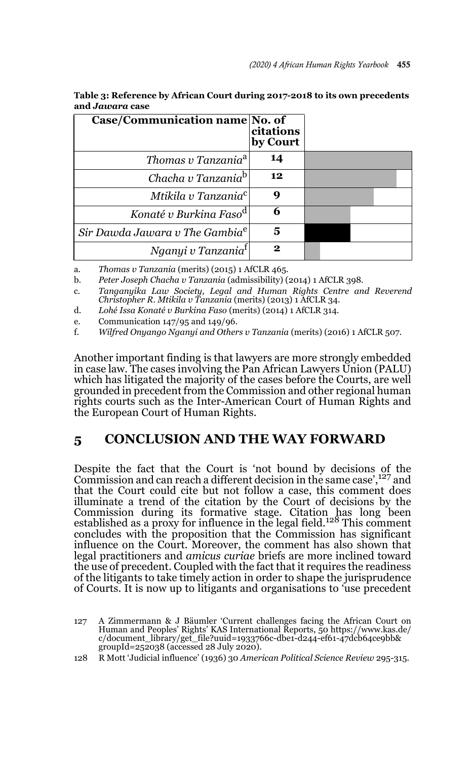**Table 3: Reference by African Court during 2017-2018 to its own precedents and *Jawara* case**

| Case/Communication name | No. of citations by Court |
|---|---|
| *Thomas v Tanzania*[a] | **14** |
| *Chacha v Tanzania*[b] | **12** |
| *Mtikila v Tanzania*[c] | **9** |
| *Konaté v Burkina Faso*[d] | **6** |
| *Sir Dawda Jawara v The Gambia*[e] | **5** |
| *Nganyi v Tanzania*[f] | **2** |

a. *Thomas v Tanzania* (merits) (2015) 1 AfCLR 465.

b. *Peter Joseph Chacha v Tanzania* (admissibility) (2014) 1 AfCLR 398.

c. *Tanganyika Law Society, Legal and Human Rights Centre and Reverend Christopher R. Mtikila v Tanzania* (merits) (2013) 1 AfCLR 34.

d. *Lohé Issa Konaté v Burkina Faso* (merits) (2014) 1 AfCLR 314.

e. Communication 147/95 and 149/96.

f. *Wilfred Onyango Nganyi and Others v Tanzania* (merits) (2016) 1 AfCLR 507.

Another important finding is that lawyers are more strongly embedded in case law. The cases involving the Pan African Lawyers Union (PALU) which has litigated the majority of the cases before the Courts, are well grounded in precedent from the Commission and other regional human rights courts such as the Inter-American Court of Human Rights and the European Court of Human Rights.

## 5 CONCLUSION AND THE WAY FORWARD

Despite the fact that the Court is 'not bound by decisions of the Commission and can reach a different decision in the same case',[127] and that the Court could cite but not follow a case, this comment does illuminate a trend of the citation by the Court of decisions by the Commission during its formative stage. Citation has long been established as a proxy for influence in the legal field.[128] This comment concludes with the proposition that the Commission has significant influence on the Court. Moreover, the comment has also shown that legal practitioners and *amicus curiae* briefs are more inclined toward the use of precedent. Coupled with the fact that it requires the readiness of the litigants to take timely action in order to shape the jurisprudence of Courts. It is now up to litigants and organisations to 'use precedent

127 A Zimmermann & J Bäumler 'Current challenges facing the African Court on Human and Peoples' Rights' KAS International Reports, 50 https://www.kas.de/c/document_library/get_file?uuid=1933766c-dbe1-d244-ef61-47dcb64ce9bb&groupId=252038 (accessed 28 July 2020).

128 R Mott 'Judicial influence' (1936) 30 *American Political Science Review* 295-315.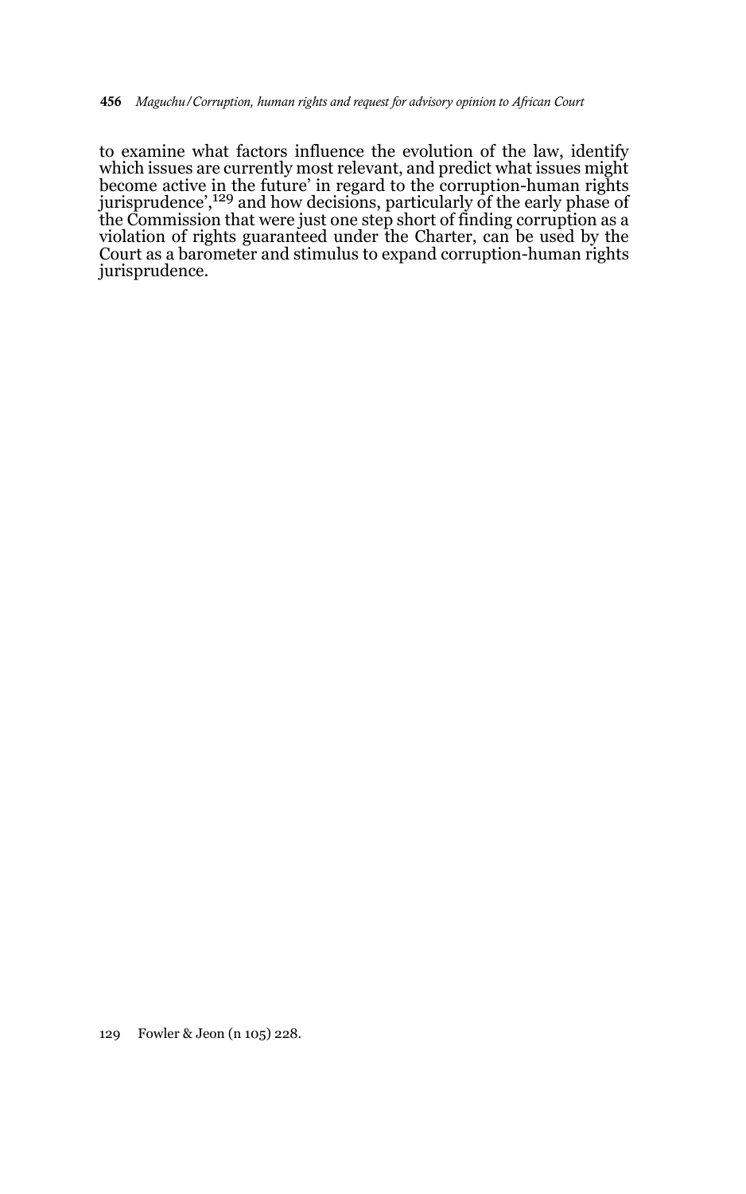to examine what factors influence the evolution of the law, identify which issues are currently most relevant, and predict what issues might become active in the future' in regard to the corruption-human rights jurisprudence',[129] and how decisions, particularly of the early phase of the Commission that were just one step short of finding corruption as a violation of rights guaranteed under the Charter, can be used by the Court as a barometer and stimulus to expand corruption-human rights jurisprudence.

129 Fowler & Jeon (n 105) 228.